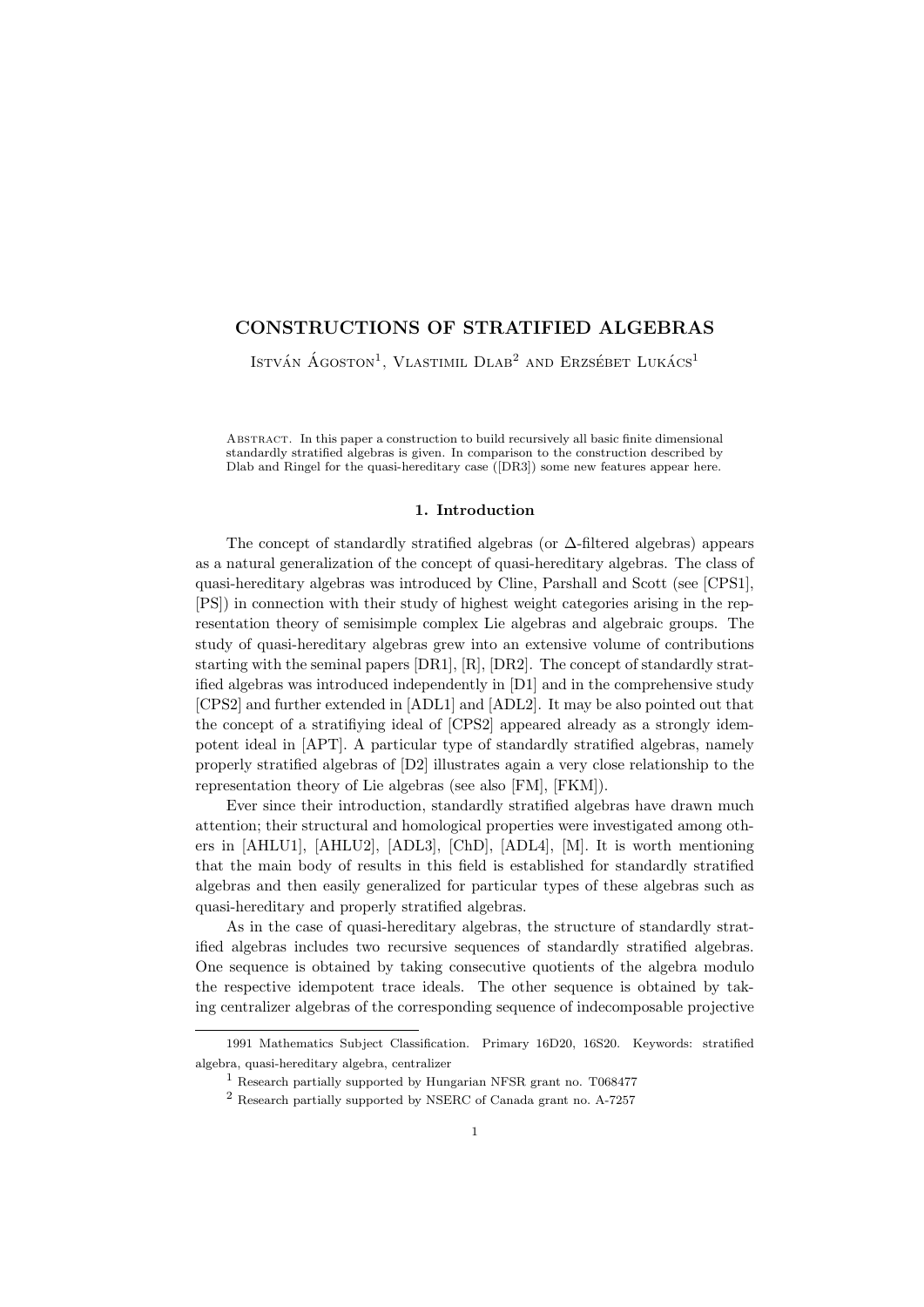# CONSTRUCTIONS OF STRATIFIED ALGEBRAS

István Ágoston[1], Vlastimil Dlab[2] and Erzsébet Lukács[1]

Abstract. In this paper a construction to build recursively all basic finite dimensional standardly stratified algebras is given. In comparison to the construction described by Dlab and Ringel for the quasi-hereditary case ([DR3]) some new features appear here.

## 1. Introduction

The concept of standardly stratified algebras (or $\Delta$-filtered algebras) appears as a natural generalization of the concept of quasi-hereditary algebras. The class of quasi-hereditary algebras was introduced by Cline, Parshall and Scott (see [CPS1], [PS]) in connection with their study of highest weight categories arising in the representation theory of semisimple complex Lie algebras and algebraic groups. The study of quasi-hereditary algebras grew into an extensive volume of contributions starting with the seminal papers [DR1], [R], [DR2]. The concept of standardly stratified algebras was introduced independently in [D1] and in the comprehensive study [CPS2] and further extended in [ADL1] and [ADL2]. It may be also pointed out that the concept of a stratifiying ideal of [CPS2] appeared already as a strongly idempotent ideal in [APT]. A particular type of standardly stratified algebras, namely properly stratified algebras of [D2] illustrates again a very close relationship to the representation theory of Lie algebras (see also [FM], [FKM]).

Ever since their introduction, standardly stratified algebras have drawn much attention; their structural and homological properties were investigated among others in [AHLU1], [AHLU2], [ADL3], [ChD], [ADL4], [M]. It is worth mentioning that the main body of results in this field is established for standardly stratified algebras and then easily generalized for particular types of these algebras such as quasi-hereditary and properly stratified algebras.

As in the case of quasi-hereditary algebras, the structure of standardly stratified algebras includes two recursive sequences of standardly stratified algebras. One sequence is obtained by taking consecutive quotients of the algebra modulo the respective idempotent trace ideals. The other sequence is obtained by taking centralizer algebras of the corresponding sequence of indecomposable projective

---

1991 Mathematics Subject Classification. Primary 16D20, 16S20. Keywords: stratified algebra, quasi-hereditary algebra, centralizer

[1] Research partially supported by Hungarian NFSR grant no. T068477

[2] Research partially supported by NSERC of Canada grant no. A-7257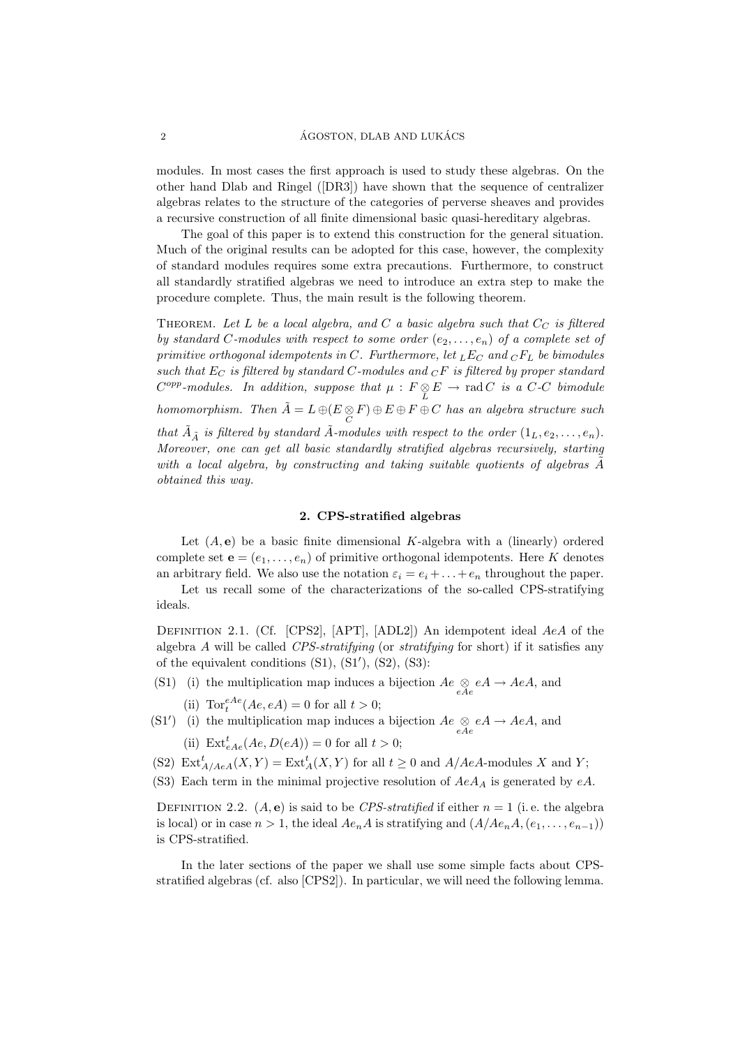modules. In most cases the first approach is used to study these algebras. On the other hand Dlab and Ringel ([DR3]) have shown that the sequence of centralizer algebras relates to the structure of the categories of perverse sheaves and provides a recursive construction of all finite dimensional basic quasi-hereditary algebras.

The goal of this paper is to extend this construction for the general situation. Much of the original results can be adopted for this case, however, the complexity of standard modules requires some extra precautions. Furthermore, to construct all standardly stratified algebras we need to introduce an extra step to make the procedure complete. Thus, the main result is the following theorem.

Theorem. *Let $L$ be a local algebra, and $C$ a basic algebra such that $C_C$ is filtered by standard $C$-modules with respect to some order $(e_2, \ldots, e_n)$ of a complete set of primitive orthogonal idempotents in $C$. Furthermore, let ${}_LE_C$ and ${}_CF_L$ be bimodules such that $E_C$ is filtered by standard $C$-modules and ${}_CF$ is filtered by proper standard $C^{opp}$-modules. In addition, suppose that $\mu : F \underset{L}{\otimes} E \to \operatorname{rad} C$ is a $C$-$C$ bimodule homomorphism. Then $\tilde{A} = L \oplus (E \underset{C}{\otimes} F) \oplus E \oplus F \oplus C$ has an algebra structure such that $\tilde{A}_{\tilde{A}}$ is filtered by standard $\tilde{A}$-modules with respect to the order $(1_L, e_2, \ldots, e_n)$. Moreover, one can get all basic standardly stratified algebras recursively, starting with a local algebra, by constructing and taking suitable quotients of algebras $\tilde{A}$ obtained this way.*

## 2. CPS-stratified algebras

Let $(A, \mathbf{e})$ be a basic finite dimensional $K$-algebra with a (linearly) ordered complete set $\mathbf{e} = (e_1, \ldots, e_n)$ of primitive orthogonal idempotents. Here $K$ denotes an arbitrary field. We also use the notation $\varepsilon_i = e_i + \ldots + e_n$ throughout the paper.

Let us recall some of the characterizations of the so-called CPS-stratifying ideals.

Definition 2.1. (Cf. [CPS2], [APT], [ADL2]) An idempotent ideal $AeA$ of the algebra $A$ will be called *CPS-stratifying* (or *stratifying* for short) if it satisfies any of the equivalent conditions (S1), (S1′), (S2), (S3):

(S1) (i) the multiplication map induces a bijection $Ae \underset{eAe}{\otimes} eA \to AeA$, and
 (ii) $\operatorname{Tor}_t^{eAe}(Ae, eA) = 0$ for all $t > 0$;

(S1′) (i) the multiplication map induces a bijection $Ae \underset{eAe}{\otimes} eA \to AeA$, and
 (ii) $\operatorname{Ext}_{eAe}^t(Ae, D(eA)) = 0$ for all $t > 0$;

(S2) $\operatorname{Ext}_{A/AeA}^t(X, Y) = \operatorname{Ext}_A^t(X, Y)$ for all $t \geq 0$ and $A/AeA$-modules $X$ and $Y$;

(S3) Each term in the minimal projective resolution of $AeA_A$ is generated by $eA$.

Definition 2.2. $(A, \mathbf{e})$ is said to be *CPS-stratified* if either $n = 1$ (i. e. the algebra is local) or in case $n > 1$, the ideal $Ae_nA$ is stratifying and $(A/Ae_nA, (e_1, \ldots, e_{n-1}))$ is CPS-stratified.

In the later sections of the paper we shall use some simple facts about CPS-stratified algebras (cf. also [CPS2]). In particular, we will need the following lemma.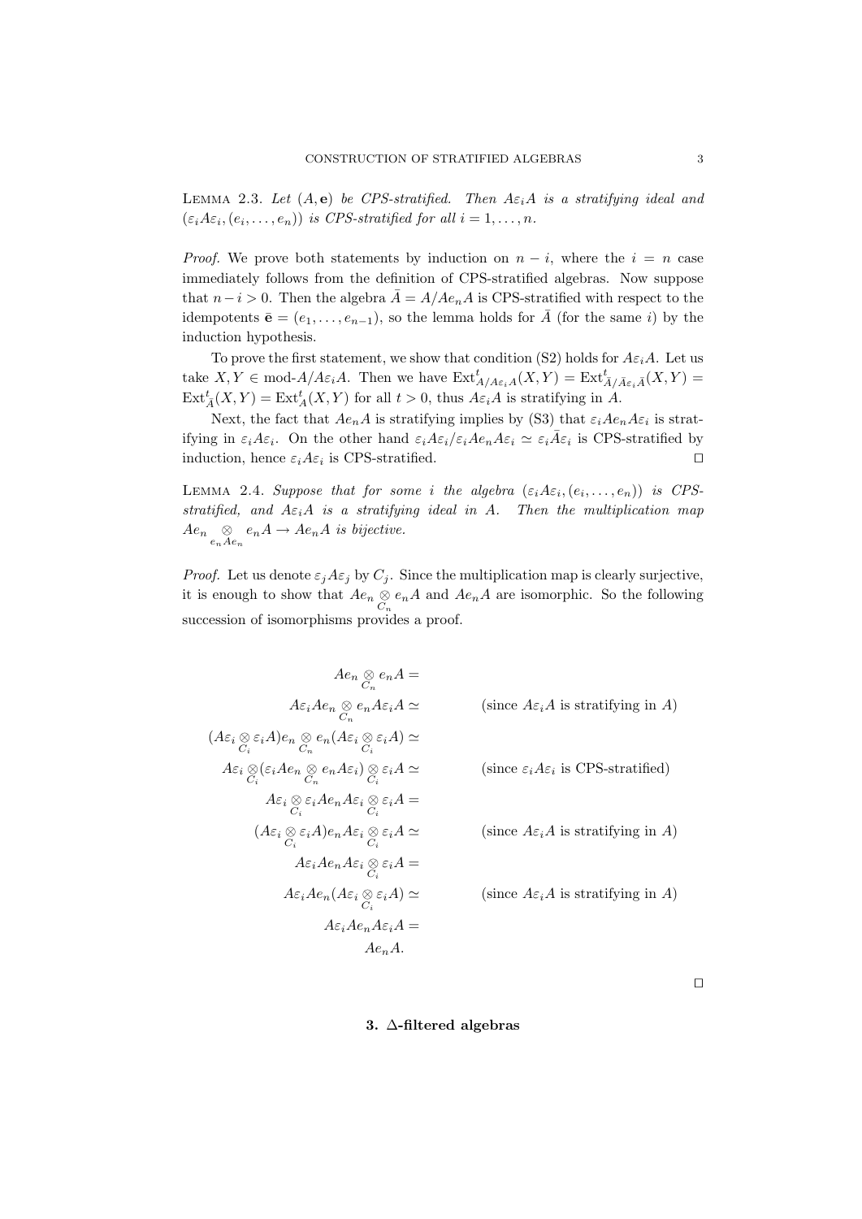**Lemma 2.3.** *Let $(A, \mathbf{e})$ be CPS-stratified. Then $A\varepsilon_i A$ is a stratifying ideal and $(\varepsilon_i A\varepsilon_i, (e_i, \ldots, e_n))$ is CPS-stratified for all $i = 1, \ldots, n$.*

*Proof.* We prove both statements by induction on $n - i$, where the $i = n$ case immediately follows from the definition of CPS-stratified algebras. Now suppose that $n - i > 0$. Then the algebra $\bar{A} = A/Ae_nA$ is CPS-stratified with respect to the idempotents $\bar{\mathbf{e}} = (e_1, \ldots, e_{n-1})$, so the lemma holds for $\bar{A}$ (for the same $i$) by the induction hypothesis.

To prove the first statement, we show that condition (S2) holds for $A\varepsilon_i A$. Let us take $X, Y \in \text{mod-}A/A\varepsilon_i A$. Then we have $\operatorname{Ext}^t_{A/A\varepsilon_i A}(X, Y) = \operatorname{Ext}^t_{\bar{A}/\bar{A}\varepsilon_i\bar{A}}(X, Y) = \operatorname{Ext}^t_{\bar{A}}(X, Y) = \operatorname{Ext}^t_A(X, Y)$ for all $t > 0$, thus $A\varepsilon_i A$ is stratifying in $A$.

Next, the fact that $Ae_nA$ is stratifying implies by (S3) that $\varepsilon_i Ae_nA\varepsilon_i$ is stratifying in $\varepsilon_i A\varepsilon_i$. On the other hand $\varepsilon_i A\varepsilon_i/\varepsilon_i Ae_nA\varepsilon_i \simeq \varepsilon_i\bar{A}\varepsilon_i$ is CPS-stratified by induction, hence $\varepsilon_i A\varepsilon_i$ is CPS-stratified. □

**Lemma 2.4.** *Suppose that for some $i$ the algebra $(\varepsilon_i A\varepsilon_i, (e_i, \ldots, e_n))$ is CPS-stratified, and $A\varepsilon_i A$ is a stratifying ideal in $A$. Then the multiplication map $Ae_n \underset{e_nAe_n}{\otimes} e_nA \to Ae_nA$ is bijective.*

*Proof.* Let us denote $\varepsilon_j A\varepsilon_j$ by $C_j$. Since the multiplication map is clearly surjective, it is enough to show that $Ae_n \underset{C_n}{\otimes} e_nA$ and $Ae_nA$ are isomorphic. So the following succession of isomorphisms provides a proof.

$$
\begin{aligned}
& Ae_n \underset{C_n}{\otimes} e_nA = \\
& A\varepsilon_i Ae_n \underset{C_n}{\otimes} e_nA\varepsilon_i A \simeq && \text{(since } A\varepsilon_i A \text{ is stratifying in } A\text{)} \\
& (A\varepsilon_i \underset{C_i}{\otimes} \varepsilon_i A)e_n \underset{C_n}{\otimes} e_n(A\varepsilon_i \underset{C_i}{\otimes} \varepsilon_i A) \simeq \\
& A\varepsilon_i \underset{C_i}{\otimes} (\varepsilon_i Ae_n \underset{C_n}{\otimes} e_nA\varepsilon_i) \underset{C_i}{\otimes} \varepsilon_i A \simeq && \text{(since } \varepsilon_i A\varepsilon_i \text{ is CPS-stratified)} \\
& A\varepsilon_i \underset{C_i}{\otimes} \varepsilon_i Ae_nA\varepsilon_i \underset{C_i}{\otimes} \varepsilon_i A = \\
& (A\varepsilon_i \underset{C_i}{\otimes} \varepsilon_i A)e_nA\varepsilon_i \underset{C_i}{\otimes} \varepsilon_i A \simeq && \text{(since } A\varepsilon_i A \text{ is stratifying in } A\text{)} \\
& A\varepsilon_i Ae_nA\varepsilon_i \underset{C_i}{\otimes} \varepsilon_i A = \\
& A\varepsilon_i Ae_n(A\varepsilon_i \underset{C_i}{\otimes} \varepsilon_i A) \simeq && \text{(since } A\varepsilon_i A \text{ is stratifying in } A\text{)} \\
& A\varepsilon_i Ae_nA\varepsilon_i A = \\
& Ae_nA.
\end{aligned}
$$

□

## 3. Δ-filtered algebras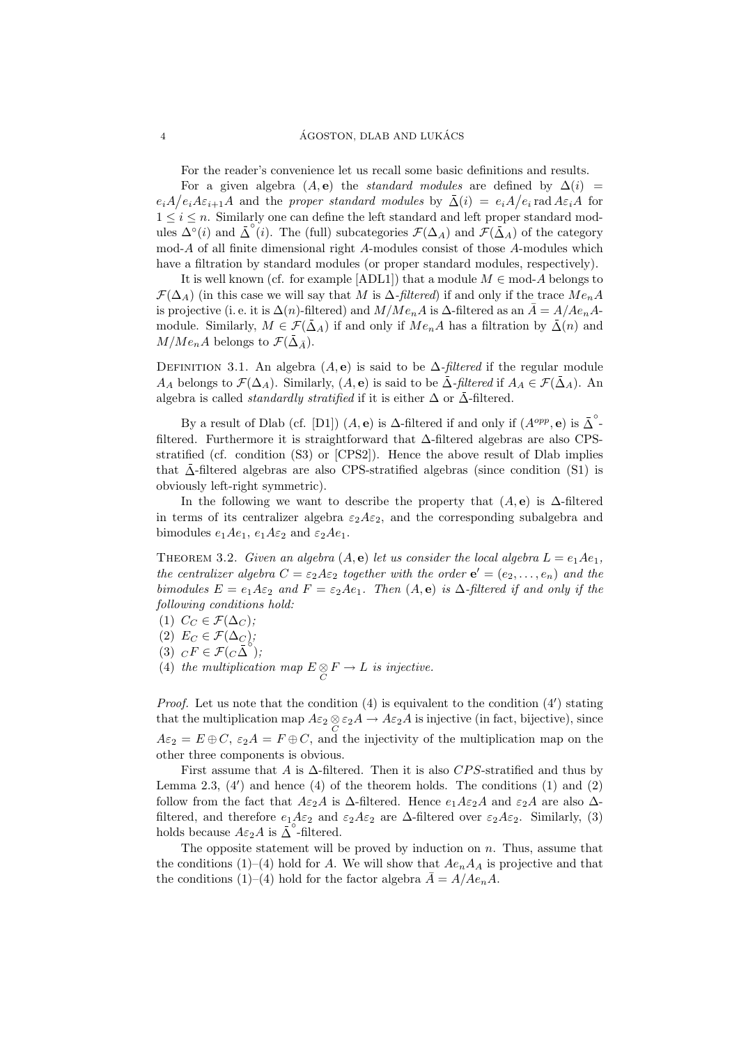For the reader's convenience let us recall some basic definitions and results.

For a given algebra $(A, \mathbf{e})$ the *standard modules* are defined by $\Delta(i) = e_iA/e_iA\varepsilon_{i+1}A$ and the *proper standard modules* by $\bar{\Delta}(i) = e_iA/e_i \operatorname{rad} A\varepsilon_i A$ for $1 \le i \le n$. Similarly one can define the left standard and left proper standard modules $\Delta^\circ(i)$ and $\bar{\Delta}^\circ(i)$. The (full) subcategories $\mathcal{F}(\Delta_A)$ and $\mathcal{F}(\bar{\Delta}_A)$ of the category mod-$A$ of all finite dimensional right $A$-modules consist of those $A$-modules which have a filtration by standard modules (or proper standard modules, respectively).

It is well known (cf. for example [ADL1]) that a module $M \in$ mod-$A$ belongs to $\mathcal{F}(\Delta_A)$ (in this case we will say that $M$ is $\Delta$-*filtered*) if and only if the trace $Me_nA$ is projective (i. e. it is $\Delta(n)$-filtered) and $M/Me_nA$ is $\Delta$-filtered as an $\bar{A} = A/Ae_nA$-module. Similarly, $M \in \mathcal{F}(\bar{\Delta}_A)$ if and only if $Me_nA$ has a filtration by $\bar{\Delta}(n)$ and $M/Me_nA$ belongs to $\mathcal{F}(\bar{\Delta}_{\bar{A}})$.

Definition 3.1. An algebra $(A, \mathbf{e})$ is said to be $\Delta$-*filtered* if the regular module $A_A$ belongs to $\mathcal{F}(\Delta_A)$. Similarly, $(A, \mathbf{e})$ is said to be $\bar{\Delta}$-*filtered* if $A_A \in \mathcal{F}(\bar{\Delta}_A)$. An algebra is called *standardly stratified* if it is either $\Delta$ or $\bar{\Delta}$-filtered.

By a result of Dlab (cf. [D1]) $(A, \mathbf{e})$ is $\Delta$-filtered if and only if $(A^{opp}, \mathbf{e})$ is $\bar{\Delta}^\circ$-filtered. Furthermore it is straightforward that $\Delta$-filtered algebras are also CPS-stratified (cf. condition (S3) or [CPS2]). Hence the above result of Dlab implies that $\bar{\Delta}$-filtered algebras are also CPS-stratified algebras (since condition (S1) is obviously left-right symmetric).

In the following we want to describe the property that $(A, \mathbf{e})$ is $\Delta$-filtered in terms of its centralizer algebra $\varepsilon_2A\varepsilon_2$, and the corresponding subalgebra and bimodules $e_1Ae_1$, $e_1A\varepsilon_2$ and $\varepsilon_2Ae_1$.

Theorem 3.2. *Given an algebra $(A, \mathbf{e})$ let us consider the local algebra $L = e_1Ae_1$, the centralizer algebra $C = \varepsilon_2A\varepsilon_2$ together with the order $\mathbf{e}' = (e_2, \dots, e_n)$ and the bimodules $E = e_1A\varepsilon_2$ and $F = \varepsilon_2Ae_1$. Then $(A, \mathbf{e})$ is $\Delta$-filtered if and only if the following conditions hold:*
(1) *$C_C \in \mathcal{F}(\Delta_C)$;*
(2) *$E_C \in \mathcal{F}(\Delta_C)$;*
(3) *${}_CF \in \mathcal{F}({}_C\bar{\Delta}^\circ)$;*
(4) *the multiplication map $E \underset{C}{\otimes} F \to L$ is injective.*

*Proof.* Let us note that the condition (4) is equivalent to the condition (4′) stating that the multiplication map $A\varepsilon_2 \underset{C}{\otimes} \varepsilon_2A \to A\varepsilon_2A$ is injective (in fact, bijective), since $A\varepsilon_2 = E \oplus C$, $\varepsilon_2A = F \oplus C$, and the injectivity of the multiplication map on the other three components is obvious.

First assume that $A$ is $\Delta$-filtered. Then it is also $CPS$-stratified and thus by Lemma 2.3, (4′) and hence (4) of the theorem holds. The conditions (1) and (2) follow from the fact that $A\varepsilon_2A$ is $\Delta$-filtered. Hence $e_1A\varepsilon_2A$ and $\varepsilon_2A$ are also $\Delta$-filtered, and therefore $e_1A\varepsilon_2$ and $\varepsilon_2A\varepsilon_2$ are $\Delta$-filtered over $\varepsilon_2A\varepsilon_2$. Similarly, (3) holds because $A\varepsilon_2A$ is $\bar{\Delta}^\circ$-filtered.

The opposite statement will be proved by induction on $n$. Thus, assume that the conditions (1)–(4) hold for $A$. We will show that $Ae_nA_A$ is projective and that the conditions (1)–(4) hold for the factor algebra $\bar{A} = A/Ae_nA$.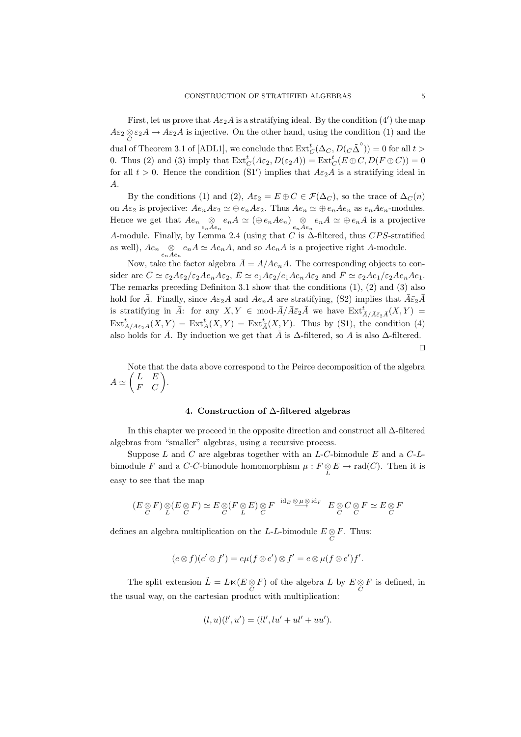First, let us prove that $A\varepsilon_2 A$ is a stratifying ideal. By the condition $(4')$ the map $A\varepsilon_2 \underset{C}{\otimes} \varepsilon_2 A \to A\varepsilon_2 A$ is injective. On the other hand, using the condition (1) and the dual of Theorem 3.1 of [ADL1], we conclude that $\mathrm{Ext}^t_C(\Delta_C, D({}_C\bar{\Delta}^{\circ})) = 0$ for all $t > 0$. Thus (2) and (3) imply that $\mathrm{Ext}^t_C(A\varepsilon_2, D(\varepsilon_2 A)) = \mathrm{Ext}^t_C(E \oplus C, D(F \oplus C)) = 0$ for all $t > 0$. Hence the condition $(\mathrm{S1}')$ implies that $A\varepsilon_2 A$ is a stratifying ideal in $A$.

By the conditions (1) and (2), $A\varepsilon_2 = E \oplus C \in \mathcal{F}(\Delta_C)$, so the trace of $\Delta_C(n)$ on $A\varepsilon_2$ is projective: $Ae_n A\varepsilon_2 \simeq \oplus e_n A\varepsilon_2$. Thus $Ae_n \simeq \oplus e_n Ae_n$ as $e_n Ae_n$-modules. Hence we get that $Ae_n \underset{e_n Ae_n}{\otimes} e_n A \simeq (\oplus e_n Ae_n) \underset{e_n Ae_n}{\otimes} e_n A \simeq \oplus e_n A$ is a projective $A$-module. Finally, by Lemma 2.4 (using that $C$ is $\Delta$-filtered, thus $CPS$-stratified as well), $Ae_n \underset{e_n Ae_n}{\otimes} e_n A \simeq Ae_n A$, and so $Ae_n A$ is a projective right $A$-module.

Now, take the factor algebra $\bar{A} = A/Ae_n A$. The corresponding objects to consider are $\bar{C} \simeq \varepsilon_2 A\varepsilon_2/\varepsilon_2 Ae_n A\varepsilon_2$, $\bar{E} \simeq e_1 A\varepsilon_2/e_1 Ae_n A\varepsilon_2$ and $\bar{F} \simeq \varepsilon_2 Ae_1/\varepsilon_2 Ae_n Ae_1$. The remarks preceding Definiton 3.1 show that the conditions (1), (2) and (3) also hold for $\bar{A}$. Finally, since $A\varepsilon_2 A$ and $Ae_n A$ are stratifying, (S2) implies that $\bar{A}\bar{\varepsilon}_2\bar{A}$ is stratifying in $\bar{A}$: for any $X, Y \in \text{mod-}\bar{A}/\bar{A}\bar{\varepsilon}_2\bar{A}$ we have $\mathrm{Ext}^t_{\bar{A}/\bar{A}\bar{\varepsilon}_2\bar{A}}(X,Y) = \mathrm{Ext}^t_{A/A\varepsilon_2 A}(X,Y) = \mathrm{Ext}^t_A(X,Y) = \mathrm{Ext}^t_{\bar{A}}(X,Y)$. Thus by (S1), the condition (4) also holds for $\bar{A}$. By induction we get that $\bar{A}$ is $\Delta$-filtered, so $A$ is also $\Delta$-filtered. $\square$

Note that the data above correspond to the Peirce decomposition of the algebra $A \simeq \begin{pmatrix} L & E \\ F & C \end{pmatrix}$.

## 4. Construction of $\Delta$-filtered algebras

In this chapter we proceed in the opposite direction and construct all $\Delta$-filtered algebras from "smaller" algebras, using a recursive process.

Suppose $L$ and $C$ are algebras together with an $L$-$C$-bimodule $E$ and a $C$-$L$-bimodule $F$ and a $C$-$C$-bimodule homomorphism $\mu : F \underset{L}{\otimes} E \to \mathrm{rad}(C)$. Then it is easy to see that the map

$$(E \underset{C}{\otimes} F) \underset{L}{\otimes} (E \underset{C}{\otimes} F) \simeq E \underset{C}{\otimes} (F \underset{L}{\otimes} E) \underset{C}{\otimes} F \xrightarrow{\mathrm{id}_E \otimes \mu \otimes \mathrm{id}_F} E \underset{C}{\otimes} C \underset{C}{\otimes} F \simeq E \underset{C}{\otimes} F$$

defines an algebra multiplication on the $L$-$L$-bimodule $E \underset{C}{\otimes} F$. Thus:

$$(e \otimes f)(e' \otimes f') = e\mu(f \otimes e') \otimes f' = e \otimes \mu(f \otimes e')f'.$$

The split extension $\tilde{L} = L \ltimes (E \underset{C}{\otimes} F)$ of the algebra $L$ by $E \underset{C}{\otimes} F$ is defined, in the usual way, on the cartesian product with multiplication:

$$(l, u)(l', u') = (ll', lu' + ul' + uu').$$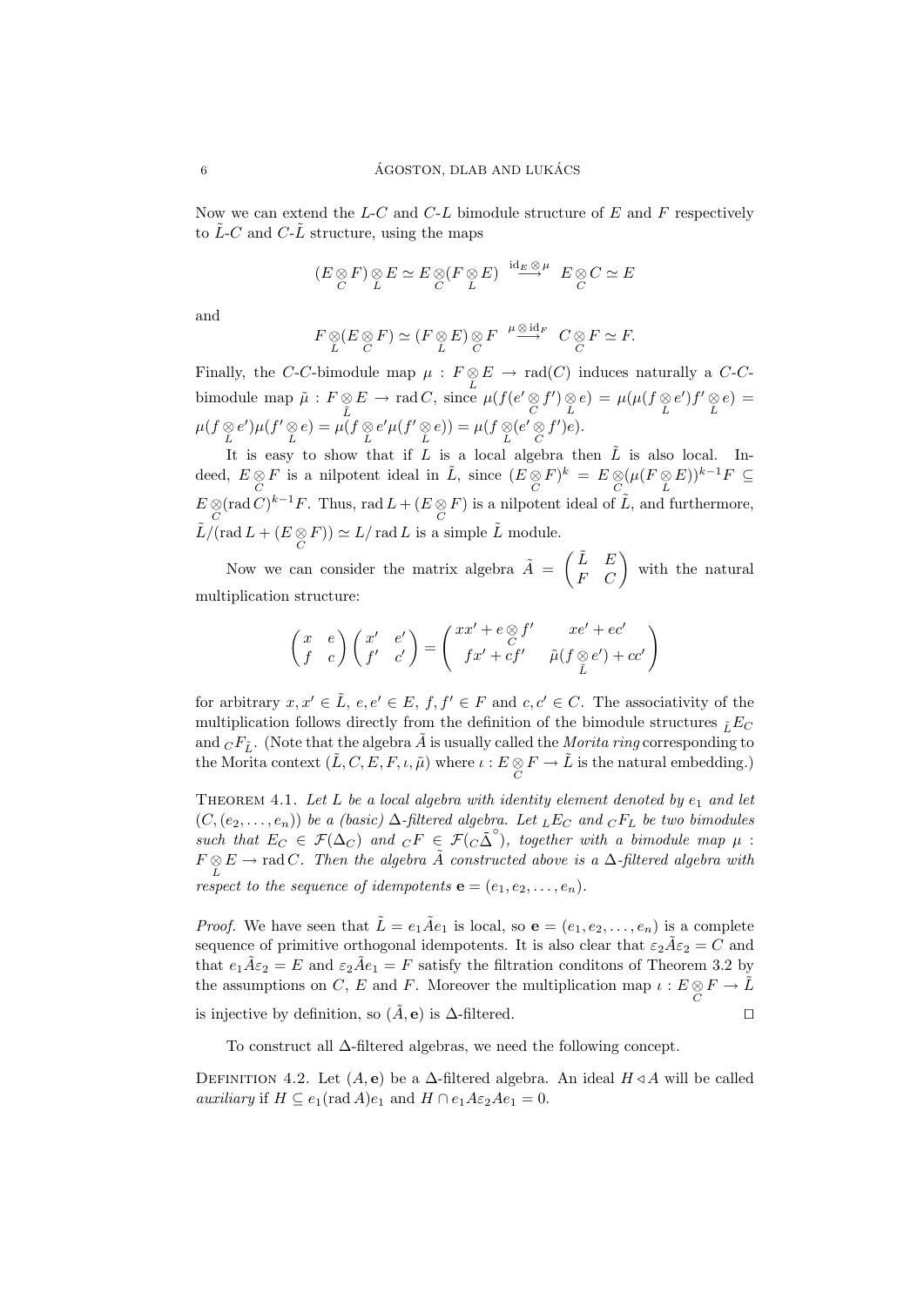Now we can extend the $L$-$C$ and $C$-$L$ bimodule structure of $E$ and $F$ respectively to $\tilde{L}$-$C$ and $C$-$\tilde{L}$ structure, using the maps

$$(E \underset{C}{\otimes} F) \underset{L}{\otimes} E \simeq E \underset{C}{\otimes} (F \underset{L}{\otimes} E) \overset{\mathrm{id}_E \otimes \mu}{\longrightarrow} E \underset{C}{\otimes} C \simeq E$$

and

$$F \underset{L}{\otimes} (E \underset{C}{\otimes} F) \simeq (F \underset{L}{\otimes} E) \underset{C}{\otimes} F \overset{\mu \otimes \mathrm{id}_F}{\longrightarrow} C \underset{C}{\otimes} F \simeq F.$$

Finally, the $C$-$C$-bimodule map $\mu : F \underset{L}{\otimes} E \to \mathrm{rad}(C)$ induces naturally a $C$-$C$-bimodule map $\tilde{\mu} : F \underset{\tilde{L}}{\otimes} E \to \mathrm{rad}\, C$, since $\mu(f(e' \underset{C}{\otimes} f') \underset{L}{\otimes} e) = \mu(\mu(f \underset{L}{\otimes} e') f' \underset{L}{\otimes} e) = \mu(f \underset{L}{\otimes} e')\mu(f' \underset{L}{\otimes} e) = \mu(f \underset{L}{\otimes} e' \mu(f' \underset{L}{\otimes} e)) = \mu(f \underset{L}{\otimes} (e' \underset{C}{\otimes} f')e)$.

It is easy to show that if $L$ is a local algebra then $\tilde{L}$ is also local. Indeed, $E \underset{C}{\otimes} F$ is a nilpotent ideal in $\tilde{L}$, since $(E \underset{C}{\otimes} F)^k = E \underset{C}{\otimes} (\mu(F \underset{L}{\otimes} E))^{k-1} F \subseteq E \underset{C}{\otimes} (\mathrm{rad}\, C)^{k-1} F$. Thus, $\mathrm{rad}\, L + (E \underset{C}{\otimes} F)$ is a nilpotent ideal of $\tilde{L}$, and furthermore, $\tilde{L}/(\mathrm{rad}\, L + (E \underset{C}{\otimes} F)) \simeq L/\mathrm{rad}\, L$ is a simple $\tilde{L}$ module.

Now we can consider the matrix algebra $\tilde{A} = \begin{pmatrix} \tilde{L} & E \\ F & C \end{pmatrix}$ with the natural multiplication structure:

$$\begin{pmatrix} x & e \\ f & c \end{pmatrix} \begin{pmatrix} x' & e' \\ f' & c' \end{pmatrix} = \begin{pmatrix} xx' + e \underset{C}{\otimes} f' & xe' + ec' \\ fx' + cf' & \tilde{\mu}(f \underset{\tilde{L}}{\otimes} e') + cc' \end{pmatrix}$$

for arbitrary $x, x' \in \tilde{L}$, $e, e' \in E$, $f, f' \in F$ and $c, c' \in C$. The associativity of the multiplication follows directly from the definition of the bimodule structures ${}_{\tilde{L}}E_C$ and ${}_CF_{\tilde{L}}$. (Note that the algebra $\tilde{A}$ is usually called the *Morita ring* corresponding to the Morita context $(\tilde{L}, C, E, F, \iota, \tilde{\mu})$ where $\iota : E \underset{C}{\otimes} F \to \tilde{L}$ is the natural embedding.)

THEOREM 4.1. *Let $L$ be a local algebra with identity element denoted by $e_1$ and let $(C, (e_2, \ldots, e_n))$ be a (basic) $\Delta$-filtered algebra. Let ${}_LE_C$ and ${}_CF_L$ be two bimodules such that $E_C \in \mathcal{F}(\Delta_C)$ and ${}_CF \in \mathcal{F}({}_C\bar{\Delta}^{\circ})$, together with a bimodule map $\mu : F \underset{L}{\otimes} E \to \mathrm{rad}\, C$. Then the algebra $\tilde{A}$ constructed above is a $\Delta$-filtered algebra with respect to the sequence of idempotents $\mathbf{e} = (e_1, e_2, \ldots, e_n)$.*

*Proof.* We have seen that $\tilde{L} = e_1 \tilde{A} e_1$ is local, so $\mathbf{e} = (e_1, e_2, \ldots, e_n)$ is a complete sequence of primitive orthogonal idempotents. It is also clear that $\varepsilon_2 \tilde{A} \varepsilon_2 = C$ and that $e_1 \tilde{A} \varepsilon_2 = E$ and $\varepsilon_2 \tilde{A} e_1 = F$ satisfy the filtration conditons of Theorem 3.2 by the assumptions on $C$, $E$ and $F$. Moreover the multiplication map $\iota : E \underset{C}{\otimes} F \to \tilde{L}$ is injective by definition, so $(\tilde{A}, \mathbf{e})$ is $\Delta$-filtered. □

To construct all $\Delta$-filtered algebras, we need the following concept.

DEFINITION 4.2. Let $(A, \mathbf{e})$ be a $\Delta$-filtered algebra. An ideal $H \lhd A$ will be called *auxiliary* if $H \subseteq e_1(\mathrm{rad}\, A)e_1$ and $H \cap e_1 A \varepsilon_2 A e_1 = 0$.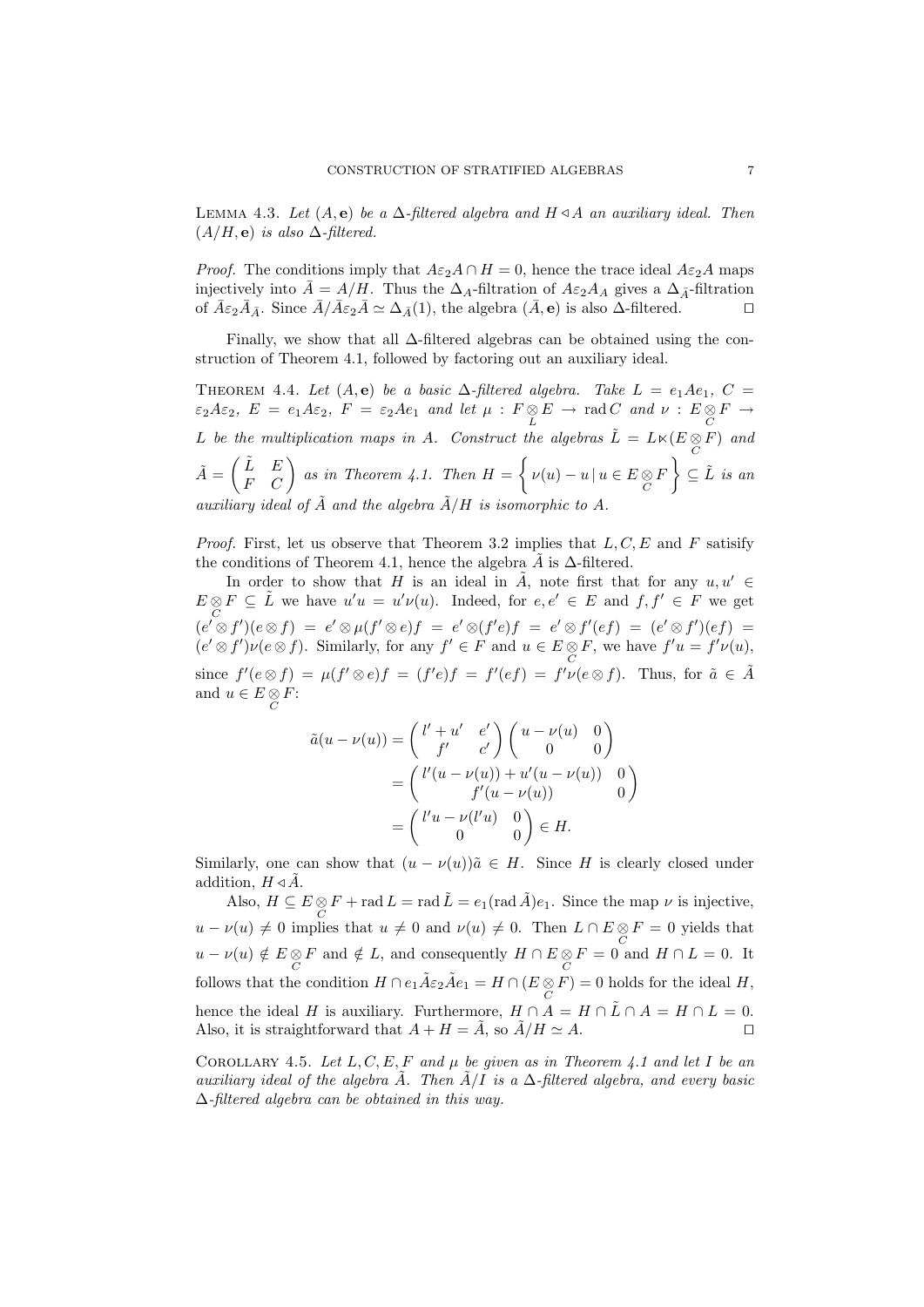LEMMA 4.3. *Let $(A, \mathbf{e})$ be a $\Delta$-filtered algebra and $H \lhd A$ an auxiliary ideal. Then $(A/H, \mathbf{e})$ is also $\Delta$-filtered.*

*Proof.* The conditions imply that $A\varepsilon_2 A \cap H = 0$, hence the trace ideal $A\varepsilon_2 A$ maps injectively into $\bar{A} = A/H$. Thus the $\Delta_A$-filtration of $A\varepsilon_2 A_A$ gives a $\Delta_{\bar{A}}$-filtration of $\bar{A}\varepsilon_2 \bar{A}_{\bar{A}}$. Since $\bar{A}/\bar{A}\varepsilon_2\bar{A} \simeq \Delta_{\bar{A}}(1)$, the algebra $(\bar{A}, \mathbf{e})$ is also $\Delta$-filtered. □

Finally, we show that all $\Delta$-filtered algebras can be obtained using the construction of Theorem 4.1, followed by factoring out an auxiliary ideal.

THEOREM 4.4. *Let $(A, \mathbf{e})$ be a basic $\Delta$-filtered algebra. Take $L = e_1 A e_1$, $C = \varepsilon_2 A \varepsilon_2$, $E = e_1 A \varepsilon_2$, $F = \varepsilon_2 A e_1$ and let $\mu : F \underset{L}{\otimes} E \to \operatorname{rad} C$ and $\nu : E \underset{C}{\otimes} F \to L$ be the multiplication maps in $A$. Construct the algebras $\tilde{L} = L \ltimes (E \underset{C}{\otimes} F)$ and $\tilde{A} = \begin{pmatrix} \tilde{L} & E \\ F & C \end{pmatrix}$ as in Theorem 4.1. Then $H = \left\{ \nu(u) - u \mid u \in E \underset{C}{\otimes} F \right\} \subseteq \tilde{L}$ is an auxiliary ideal of $\tilde{A}$ and the algebra $\tilde{A}/H$ is isomorphic to $A$.*

*Proof.* First, let us observe that Theorem 3.2 implies that $L, C, E$ and $F$ satisify the conditions of Theorem 4.1, hence the algebra $\tilde{A}$ is $\Delta$-filtered.

In order to show that $H$ is an ideal in $\tilde{A}$, note first that for any $u, u' \in E \underset{C}{\otimes} F \subseteq \tilde{L}$ we have $u'u = u'\nu(u)$. Indeed, for $e, e' \in E$ and $f, f' \in F$ we get $(e' \otimes f')(e \otimes f) = e' \otimes \mu(f' \otimes e) f = e' \otimes (f'e) f = e' \otimes f'(ef) = (e' \otimes f')(ef) = (e' \otimes f')\nu(e \otimes f)$. Similarly, for any $f' \in F$ and $u \in E \underset{C}{\otimes} F$, we have $f'u = f'\nu(u)$, since $f'(e \otimes f) = \mu(f' \otimes e) f = (f'e) f = f'(ef) = f'\nu(e \otimes f)$. Thus, for $\tilde{a} \in \tilde{A}$ and $u \in E \underset{C}{\otimes} F$:

$$
\begin{aligned}
\tilde{a}(u - \nu(u)) &= \begin{pmatrix} l' + u' & e' \\ f' & c' \end{pmatrix} \begin{pmatrix} u - \nu(u) & 0 \\ 0 & 0 \end{pmatrix} \\
&= \begin{pmatrix} l'(u - \nu(u)) + u'(u - \nu(u)) & 0 \\ f'(u - \nu(u)) & 0 \end{pmatrix} \\
&= \begin{pmatrix} l'u - \nu(l'u) & 0 \\ 0 & 0 \end{pmatrix} \in H.
\end{aligned}
$$

Similarly, one can show that $(u - \nu(u))\tilde{a} \in H$. Since $H$ is clearly closed under addition, $H \lhd \tilde{A}$.

Also, $H \subseteq E \underset{C}{\otimes} F + \operatorname{rad} L = \operatorname{rad} \tilde{L} = e_1(\operatorname{rad} \tilde{A})e_1$. Since the map $\nu$ is injective, $u - \nu(u) \neq 0$ implies that $u \neq 0$ and $\nu(u) \neq 0$. Then $L \cap E \underset{C}{\otimes} F = 0$ yields that $u - \nu(u) \notin E \underset{C}{\otimes} F$ and $\notin L$, and consequently $H \cap E \underset{C}{\otimes} F = 0$ and $H \cap L = 0$. It follows that the condition $H \cap e_1 \tilde{A} \varepsilon_2 \tilde{A} e_1 = H \cap (E \underset{C}{\otimes} F) = 0$ holds for the ideal $H$, hence the ideal $H$ is auxiliary. Furthermore, $H \cap A = H \cap \tilde{L} \cap A = H \cap L = 0$. Also, it is straightforward that $A + H = \tilde{A}$, so $\tilde{A}/H \simeq A$. □

COROLLARY 4.5. *Let $L, C, E, F$ and $\mu$ be given as in Theorem 4.1 and let $I$ be an auxiliary ideal of the algebra $\tilde{A}$. Then $\tilde{A}/I$ is a $\Delta$-filtered algebra, and every basic $\Delta$-filtered algebra can be obtained in this way.*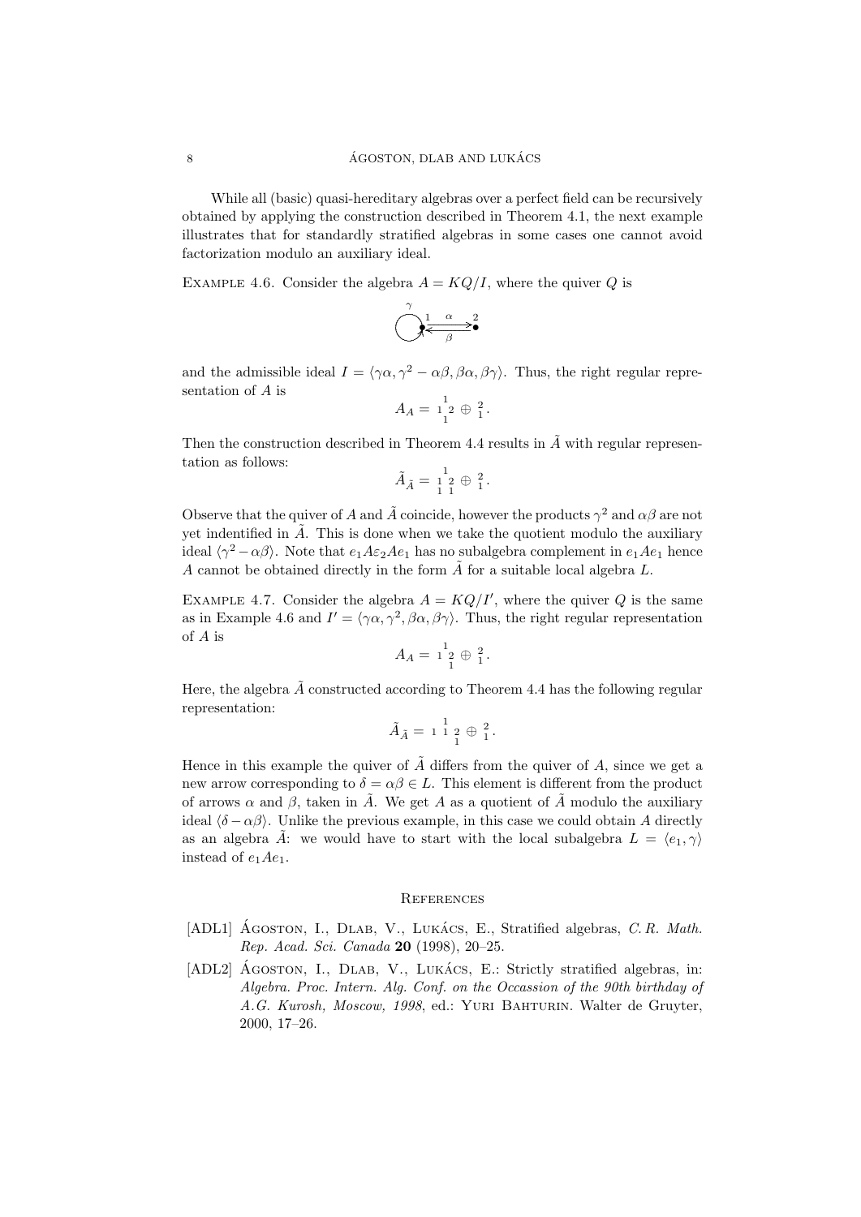While all (basic) quasi-hereditary algebras over a perfect field can be recursively obtained by applying the construction described in Theorem 4.1, the next example illustrates that for standardly stratified algebras in some cases one cannot avoid factorization modulo an auxiliary ideal.

EXAMPLE 4.6. Consider the algebra $A = KQ/I$, where the quiver $Q$ is

$$\gamma \circlearrowright \underset{1}{\bullet} \underset{\beta}{\overset{\alpha}{\rightleftarrows}} \underset{2}{\bullet}$$

and the admissible ideal $I = \langle \gamma\alpha, \gamma^2 - \alpha\beta, \beta\alpha, \beta\gamma \rangle$. Thus, the right regular representation of $A$ is

$$A_A = \begin{smallmatrix} & 1 & \\ 1 & & 2 \\ & 1 & \end{smallmatrix} \oplus \begin{smallmatrix} 2 \\ 1 \end{smallmatrix}.$$

Then the construction described in Theorem 4.4 results in $\tilde{A}$ with regular representation as follows:

$$\tilde{A}_{\tilde{A}} = \begin{smallmatrix} & 1 & \\ 1 & & 2 \\ 1 & & 1 \end{smallmatrix} \oplus \begin{smallmatrix} 2 \\ 1 \end{smallmatrix}.$$

Observe that the quiver of $A$ and $\tilde{A}$ coincide, however the products $\gamma^2$ and $\alpha\beta$ are not yet indentified in $\tilde{A}$. This is done when we take the quotient modulo the auxiliary ideal $\langle \gamma^2 - \alpha\beta \rangle$. Note that $e_1 A \varepsilon_2 A e_1$ has no subalgebra complement in $e_1 A e_1$ hence $A$ cannot be obtained directly in the form $\tilde{A}$ for a suitable local algebra $L$.

EXAMPLE 4.7. Consider the algebra $A = KQ/I'$, where the quiver $Q$ is the same as in Example 4.6 and $I' = \langle \gamma\alpha, \gamma^2, \beta\alpha, \beta\gamma \rangle$. Thus, the right regular representation of $A$ is

$$A_A = \begin{smallmatrix} & 1 & \\ 1 & & 2 \\ & & 1 \end{smallmatrix} \oplus \begin{smallmatrix} 2 \\ 1 \end{smallmatrix}.$$

Here, the algebra $\tilde{A}$ constructed according to Theorem 4.4 has the following regular representation:

$$\tilde{A}_{\tilde{A}} = \begin{smallmatrix} & & 1 & \\ 1 & 1 & & 2 \\ & & & 1 \end{smallmatrix} \oplus \begin{smallmatrix} 2 \\ 1 \end{smallmatrix}.$$

Hence in this example the quiver of $\tilde{A}$ differs from the quiver of $A$, since we get a new arrow corresponding to $\delta = \alpha\beta \in L$. This element is different from the product of arrows $\alpha$ and $\beta$, taken in $\tilde{A}$. We get $A$ as a quotient of $\tilde{A}$ modulo the auxiliary ideal $\langle \delta - \alpha\beta \rangle$. Unlike the previous example, in this case we could obtain $A$ directly as an algebra $\tilde{A}$: we would have to start with the local subalgebra $L = \langle e_1, \gamma \rangle$ instead of $e_1 A e_1$.

## References

[ADL1] Ágoston, I., Dlab, V., Lukács, E., Stratified algebras, *C. R. Math. Rep. Acad. Sci. Canada* **20** (1998), 20–25.

[ADL2] Ágoston, I., Dlab, V., Lukács, E.: Strictly stratified algebras, in: *Algebra. Proc. Intern. Alg. Conf. on the Occassion of the 90th birthday of A.G. Kurosh, Moscow, 1998*, ed.: Yuri Bahturin. Walter de Gruyter, 2000, 17–26.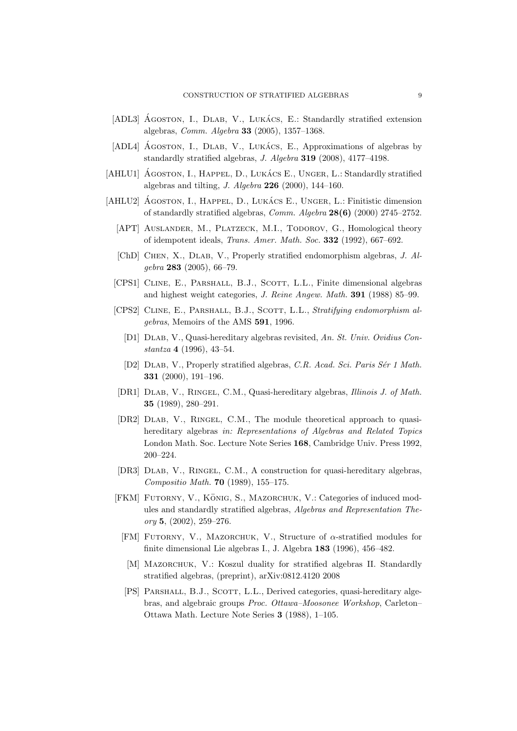- [ADL3] Ágoston, I., Dlab, V., Lukács, E.: Standardly stratified extension algebras, *Comm. Algebra* **33** (2005), 1357–1368.
- [ADL4] Ágoston, I., Dlab, V., Lukács, E., Approximations of algebras by standardly stratified algebras, *J. Algebra* **319** (2008), 4177–4198.
- [AHLU1] Ágoston, I., Happel, D., Lukács E., Unger, L.: Standardly stratified algebras and tilting, *J. Algebra* **226** (2000), 144–160.
- [AHLU2] Ágoston, I., Happel, D., Lukács E., Unger, L.: Finitistic dimension of standardly stratified algebras, *Comm. Algebra* **28(6)** (2000) 2745–2752.
- [APT] Auslander, M., Platzeck, M.I., Todorov, G., Homological theory of idempotent ideals, *Trans. Amer. Math. Soc.* **332** (1992), 667–692.
- [ChD] Chen, X., Dlab, V., Properly stratified endomorphism algebras, *J. Algebra* **283** (2005), 66–79.
- [CPS1] Cline, E., Parshall, B.J., Scott, L.L., Finite dimensional algebras and highest weight categories, *J. Reine Angew. Math.* **391** (1988) 85–99.
- [CPS2] Cline, E., Parshall, B.J., Scott, L.L., *Stratifying endomorphism algebras*, Memoirs of the AMS **591**, 1996.
- [D1] Dlab, V., Quasi-hereditary algebras revisited, *An. St. Univ. Ovidius Constantza* **4** (1996), 43–54.
- [D2] Dlab, V., Properly stratified algebras, *C.R. Acad. Sci. Paris Sér 1 Math.* **331** (2000), 191–196.
- [DR1] Dlab, V., Ringel, C.M., Quasi-hereditary algebras, *Illinois J. of Math.* **35** (1989), 280–291.
- [DR2] Dlab, V., Ringel, C.M., The module theoretical approach to quasi-hereditary algebras *in: Representations of Algebras and Related Topics* London Math. Soc. Lecture Note Series **168**, Cambridge Univ. Press 1992, 200–224.
- [DR3] Dlab, V., Ringel, C.M., A construction for quasi-hereditary algebras, *Compositio Math.* **70** (1989), 155–175.
- [FKM] Futorny, V., König, S., Mazorchuk, V.: Categories of induced modules and standardly stratified algebras, *Algebras and Representation Theory* **5**, (2002), 259–276.
- [FM] Futorny, V., Mazorchuk, V., Structure of $\alpha$-stratified modules for finite dimensional Lie algebras I., J. Algebra **183** (1996), 456–482.
- [M] Mazorchuk, V.: Koszul duality for stratified algebras II. Standardly stratified algebras, (preprint), arXiv:0812.4120 2008
- [PS] Parshall, B.J., Scott, L.L., Derived categories, quasi-hereditary algebras, and algebraic groups *Proc. Ottawa–Moosonee Workshop*, Carleton–Ottawa Math. Lecture Note Series **3** (1988), 1–105.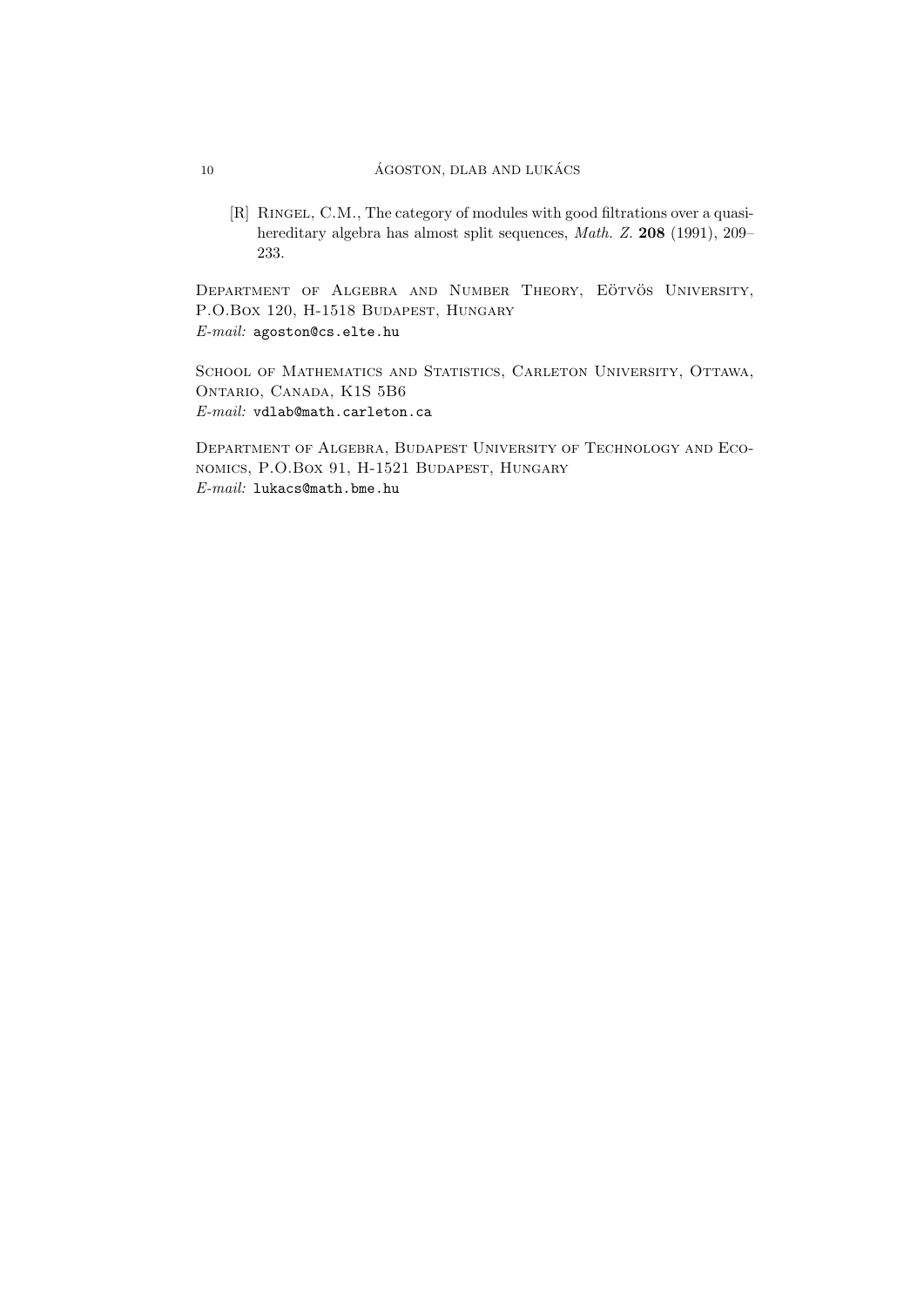[R] Ringel, C.M., The category of modules with good filtrations over a quasi-hereditary algebra has almost split sequences, *Math. Z.* **208** (1991), 209–233.

Department of Algebra and Number Theory, Eötvös University, P.O.Box 120, H-1518 Budapest, Hungary
*E-mail:* agoston@cs.elte.hu

School of Mathematics and Statistics, Carleton University, Ottawa, Ontario, Canada, K1S 5B6
*E-mail:* vdlab@math.carleton.ca

Department of Algebra, Budapest University of Technology and Economics, P.O.Box 91, H-1521 Budapest, Hungary
*E-mail:* lukacs@math.bme.hu